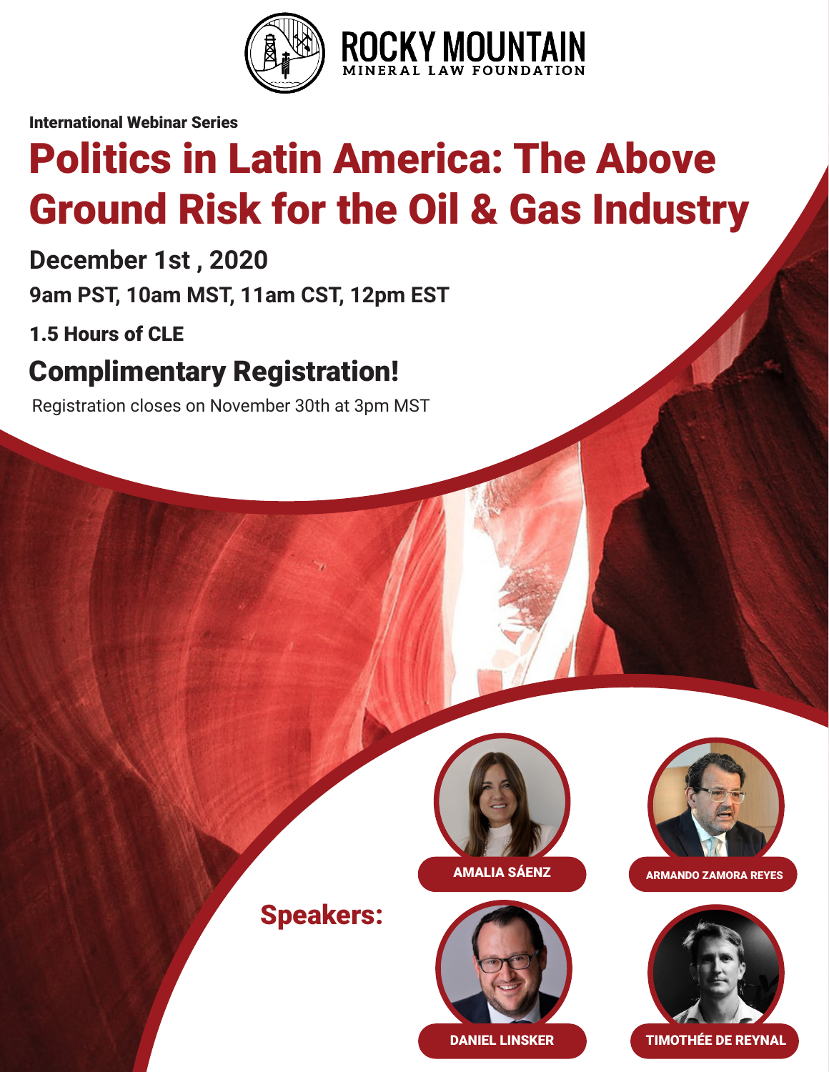ROCKY MOUNTAIN
MINERAL LAW FOUNDATION

**International Webinar Series**

# Politics in Latin America: The Above Ground Risk for the Oil & Gas Industry

## December 1st , 2020

**9am PST, 10am MST, 11am CST, 12pm EST**

**1.5 Hours of CLE**

## Complimentary Registration!

Registration closes on November 30th at 3pm MST

## Speakers:

- AMALIA SÁENZ
- ARMANDO ZAMORA REYES
- DANIEL LINSKER
- TIMOTHÉE DE REYNAL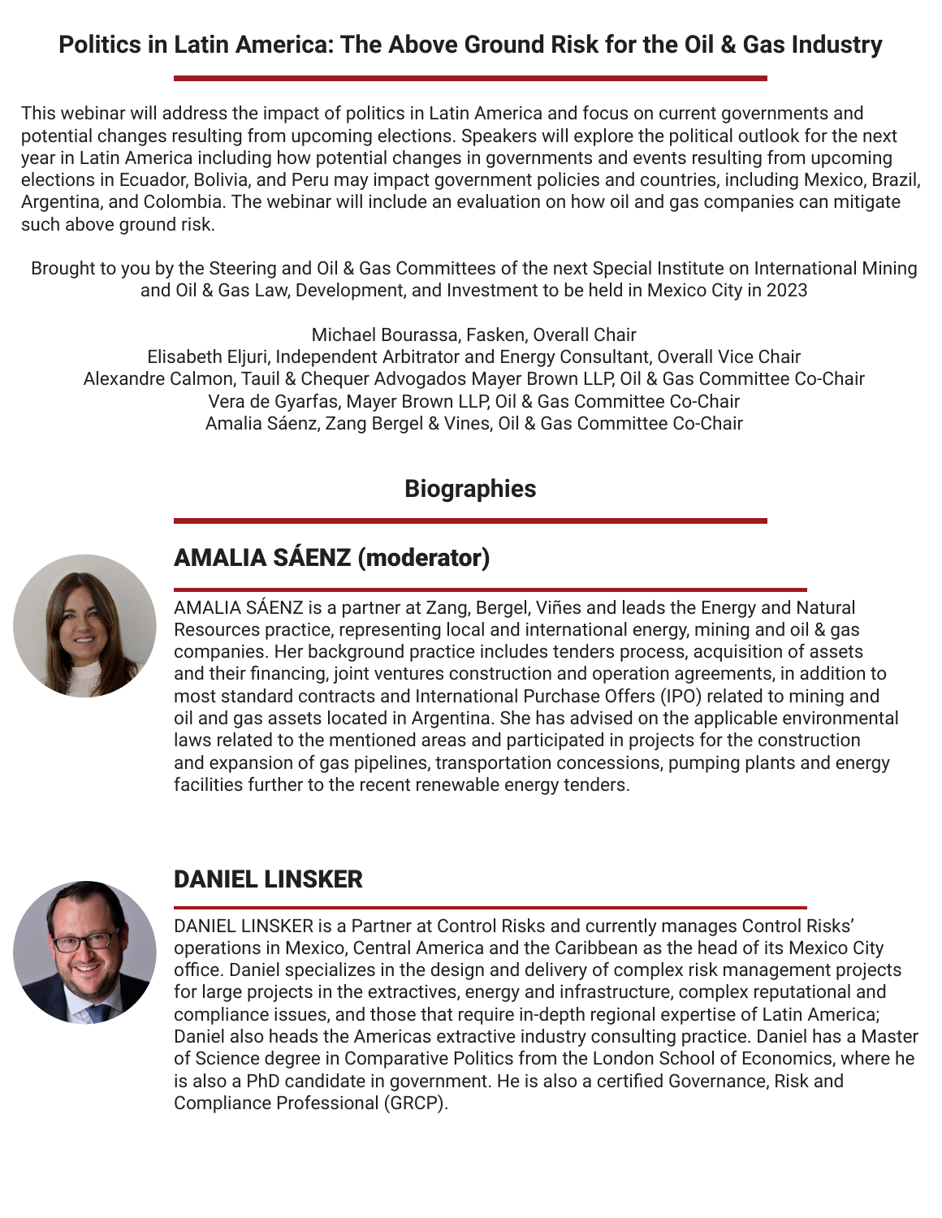# Politics in Latin America: The Above Ground Risk for the Oil & Gas Industry

This webinar will address the impact of politics in Latin America and focus on current governments and potential changes resulting from upcoming elections. Speakers will explore the political outlook for the next year in Latin America including how potential changes in governments and events resulting from upcoming elections in Ecuador, Bolivia, and Peru may impact government policies and countries, including Mexico, Brazil, Argentina, and Colombia. The webinar will include an evaluation on how oil and gas companies can mitigate such above ground risk.

Brought to you by the Steering and Oil & Gas Committees of the next Special Institute on International Mining and Oil & Gas Law, Development, and Investment to be held in Mexico City in 2023

Michael Bourassa, Fasken, Overall Chair
Elisabeth Eljuri, Independent Arbitrator and Energy Consultant, Overall Vice Chair
Alexandre Calmon, Tauil & Chequer Advogados Mayer Brown LLP, Oil & Gas Committee Co-Chair
Vera de Gyarfas, Mayer Brown LLP, Oil & Gas Committee Co-Chair
Amalia Sáenz, Zang Bergel & Vines, Oil & Gas Committee Co-Chair

## Biographies

### AMALIA SÁENZ (moderator)

AMALIA SÁENZ is a partner at Zang, Bergel, Viñes and leads the Energy and Natural Resources practice, representing local and international energy, mining and oil & gas companies. Her background practice includes tenders process, acquisition of assets and their financing, joint ventures construction and operation agreements, in addition to most standard contracts and International Purchase Offers (IPO) related to mining and oil and gas assets located in Argentina. She has advised on the applicable environmental laws related to the mentioned areas and participated in projects for the construction and expansion of gas pipelines, transportation concessions, pumping plants and energy facilities further to the recent renewable energy tenders.

### DANIEL LINSKER

DANIEL LINSKER is a Partner at Control Risks and currently manages Control Risks' operations in Mexico, Central America and the Caribbean as the head of its Mexico City office. Daniel specializes in the design and delivery of complex risk management projects for large projects in the extractives, energy and infrastructure, complex reputational and compliance issues, and those that require in-depth regional expertise of Latin America; Daniel also heads the Americas extractive industry consulting practice. Daniel has a Master of Science degree in Comparative Politics from the London School of Economics, where he is also a PhD candidate in government. He is also a certified Governance, Risk and Compliance Professional (GRCP).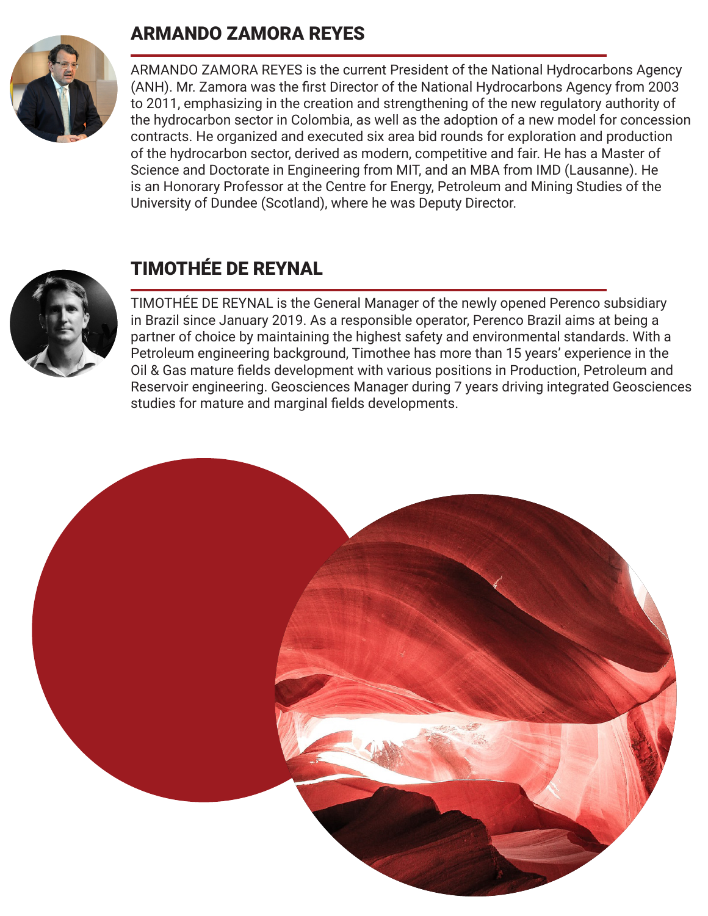## ARMANDO ZAMORA REYES

ARMANDO ZAMORA REYES is the current President of the National Hydrocarbons Agency (ANH). Mr. Zamora was the first Director of the National Hydrocarbons Agency from 2003 to 2011, emphasizing in the creation and strengthening of the new regulatory authority of the hydrocarbon sector in Colombia, as well as the adoption of a new model for concession contracts. He organized and executed six area bid rounds for exploration and production of the hydrocarbon sector, derived as modern, competitive and fair. He has a Master of Science and Doctorate in Engineering from MIT, and an MBA from IMD (Lausanne). He is an Honorary Professor at the Centre for Energy, Petroleum and Mining Studies of the University of Dundee (Scotland), where he was Deputy Director.

## TIMOTHÉE DE REYNAL

TIMOTHÉE DE REYNAL is the General Manager of the newly opened Perenco subsidiary in Brazil since January 2019. As a responsible operator, Perenco Brazil aims at being a partner of choice by maintaining the highest safety and environmental standards. With a Petroleum engineering background, Timothee has more than 15 years' experience in the Oil & Gas mature fields development with various positions in Production, Petroleum and Reservoir engineering. Geosciences Manager during 7 years driving integrated Geosciences studies for mature and marginal fields developments.